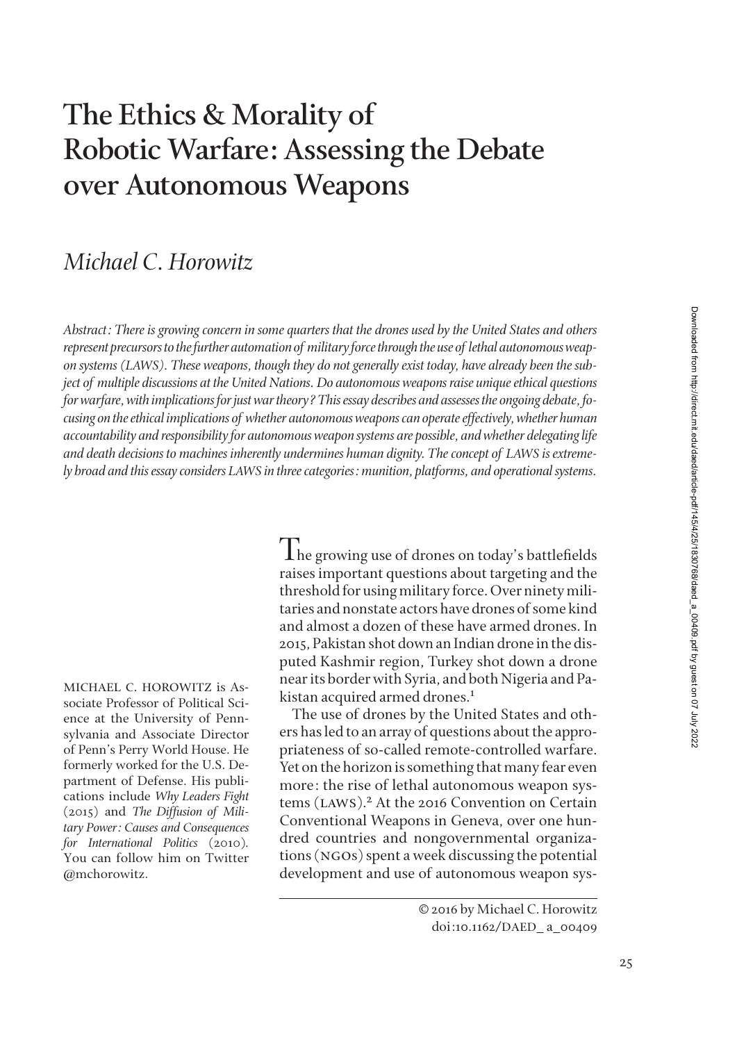# The Ethics & Morality of Robotic Warfare: Assessing the Debate over Autonomous Weapons

## *Michael C. Horowitz*

*Abstract: There is growing concern in some quarters that the drones used by the United States and others represent precursors to the further automation of military force through the use of lethal autonomous weapon systems (LAWS). These weapons, though they do not generally exist today, have already been the subject of multiple discussions at the United Nations. Do autonomous weapons raise unique ethical questions for warfare, with implications for just war theory? This essay describes and assesses the ongoing debate, focusing on the ethical implications of whether autonomous weapons can operate effectively, whether human accountability and responsibility for autonomous weapon systems are possible, and whether delegating life and death decisions to machines inherently undermines human dignity. The concept of LAWS is extremely broad and this essay considers LAWS in three categories: munition, platforms, and operational systems.*

The growing use of drones on today's battlefields raises important questions about targeting and the threshold for using military force. Over ninety militaries and nonstate actors have drones of some kind and almost a dozen of these have armed drones. In 2015, Pakistan shot down an Indian drone in the disputed Kashmir region, Turkey shot down a drone near its border with Syria, and both Nigeria and Pakistan acquired armed drones.[1]

The use of drones by the United States and others has led to an array of questions about the appropriateness of so-called remote-controlled warfare. Yet on the horizon is something that many fear even more: the rise of lethal autonomous weapon systems (LAWS).[2] At the 2016 Convention on Certain Conventional Weapons in Geneva, over one hundred countries and nongovernmental organizations (NGOs) spent a week discussing the potential development and use of autonomous weapon sys-

MICHAEL C. HOROWITZ is Associate Professor of Political Science at the University of Pennsylvania and Associate Director of Penn's Perry World House. He formerly worked for the U.S. Department of Defense. His publications include *Why Leaders Fight* (2015) and *The Diffusion of Military Power: Causes and Consequences for International Politics* (2010). You can follow him on Twitter @mchorowitz.

© 2016 by Michael C. Horowitz
doi:10.1162/DAED_ a_00409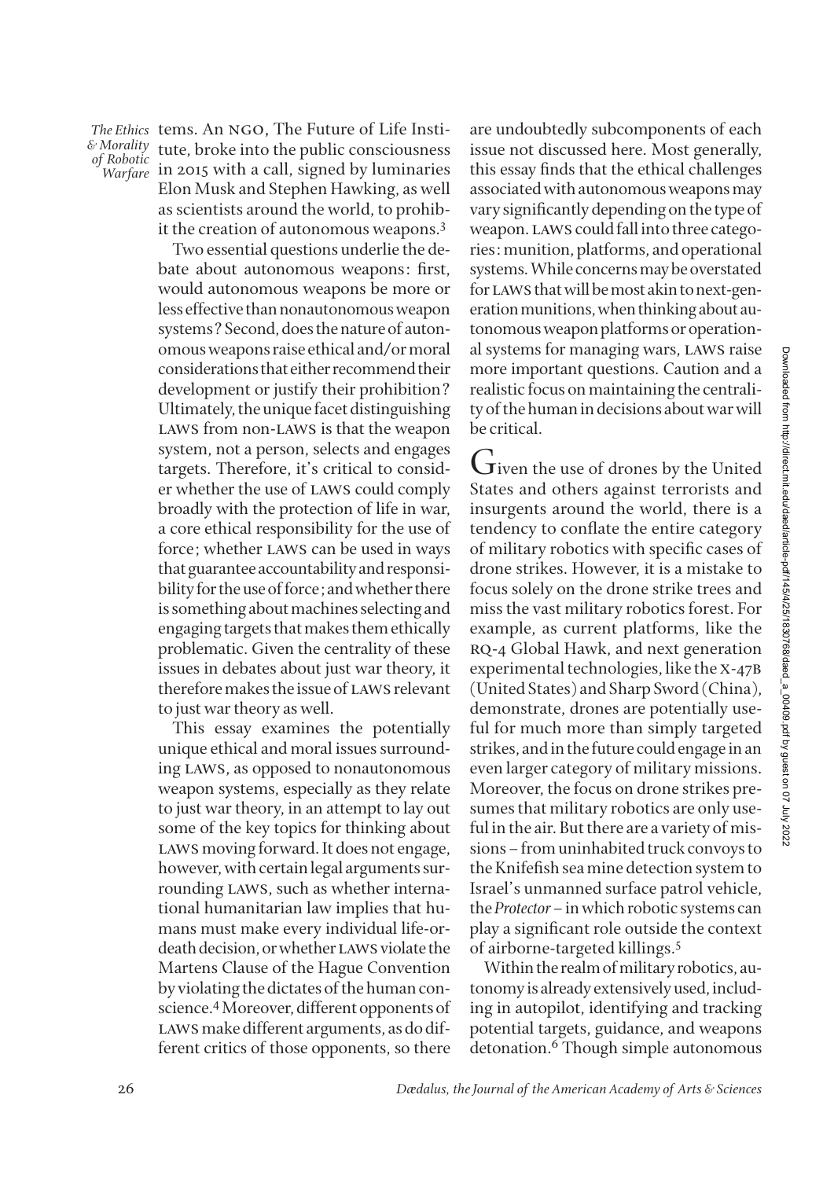tems. An NGO, The Future of Life Institute, broke into the public consciousness in 2015 with a call, signed by luminaries Elon Musk and Stephen Hawking, as well as scientists around the world, to prohibit the creation of autonomous weapons.[3]

Two essential questions underlie the debate about autonomous weapons: first, would autonomous weapons be more or less effective than nonautonomous weapon systems? Second, does the nature of autonomous weapons raise ethical and/or moral considerations that either recommend their development or justify their prohibition? Ultimately, the unique facet distinguishing LAWS from non-LAWS is that the weapon system, not a person, selects and engages targets. Therefore, it's critical to consider whether the use of LAWS could comply broadly with the protection of life in war, a core ethical responsibility for the use of force; whether LAWS can be used in ways that guarantee accountability and responsibility for the use of force; and whether there is something about machines selecting and engaging targets that makes them ethically problematic. Given the centrality of these issues in debates about just war theory, it therefore makes the issue of LAWS relevant to just war theory as well.

This essay examines the potentially unique ethical and moral issues surrounding LAWS, as opposed to nonautonomous weapon systems, especially as they relate to just war theory, in an attempt to lay out some of the key topics for thinking about LAWS moving forward. It does not engage, however, with certain legal arguments surrounding LAWS, such as whether international humanitarian law implies that humans must make every individual life-or-death decision, or whether LAWS violate the Martens Clause of the Hague Convention by violating the dictates of the human conscience.[4] Moreover, different opponents of LAWS make different arguments, as do different critics of those opponents, so there are undoubtedly subcomponents of each issue not discussed here. Most generally, this essay finds that the ethical challenges associated with autonomous weapons may vary significantly depending on the type of weapon. LAWS could fall into three categories: munition, platforms, and operational systems. While concerns may be overstated for LAWS that will be most akin to next-generation munitions, when thinking about autonomous weapon platforms or operational systems for managing wars, LAWS raise more important questions. Caution and a realistic focus on maintaining the centrality of the human in decisions about war will be critical.

Given the use of drones by the United States and others against terrorists and insurgents around the world, there is a tendency to conflate the entire category of military robotics with specific cases of drone strikes. However, it is a mistake to focus solely on the drone strike trees and miss the vast military robotics forest. For example, as current platforms, like the RQ-4 Global Hawk, and next generation experimental technologies, like the X-47B (United States) and Sharp Sword (China), demonstrate, drones are potentially useful for much more than simply targeted strikes, and in the future could engage in an even larger category of military missions. Moreover, the focus on drone strikes presumes that military robotics are only useful in the air. But there are a variety of missions – from uninhabited truck convoys to the Knifefish sea mine detection system to Israel's unmanned surface patrol vehicle, the *Protector* – in which robotic systems can play a significant role outside the context of airborne-targeted killings.[5]

Within the realm of military robotics, autonomy is already extensively used, including in autopilot, identifying and tracking potential targets, guidance, and weapons detonation.[6] Though simple autonomous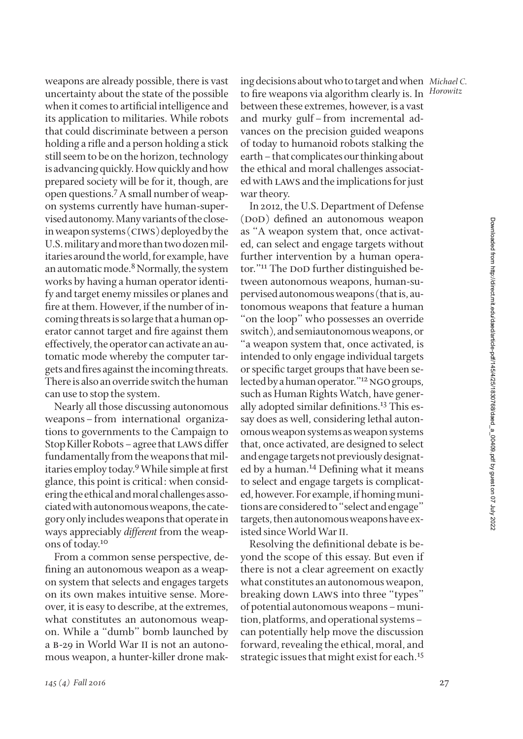weapons are already possible, there is vast uncertainty about the state of the possible when it comes to artificial intelligence and its application to militaries. While robots that could discriminate between a person holding a rifle and a person holding a stick still seem to be on the horizon, technology is advancing quickly. How quickly and how prepared society will be for it, though, are open questions.[7] A small number of weapon systems currently have human-supervised autonomy. Many variants of the close-in weapon systems (CIWS) deployed by the U.S. military and more than two dozen militaries around the world, for example, have an automatic mode.[8] Normally, the system works by having a human operator identify and target enemy missiles or planes and fire at them. However, if the number of incoming threats is so large that a human operator cannot target and fire against them effectively, the operator can activate an automatic mode whereby the computer targets and fires against the incoming threats. There is also an override switch the human can use to stop the system.

Nearly all those discussing autonomous weapons – from international organizations to governments to the Campaign to Stop Killer Robots – agree that LAWS differ fundamentally from the weapons that militaries employ today.[9] While simple at first glance, this point is critical: when considering the ethical and moral challenges associated with autonomous weapons, the category only includes weapons that operate in ways appreciably *different* from the weapons of today.[10]

From a common sense perspective, defining an autonomous weapon as a weapon system that selects and engages targets on its own makes intuitive sense. Moreover, it is easy to describe, at the extremes, what constitutes an autonomous weapon. While a "dumb" bomb launched by a B-29 in World War II is not an autonomous weapon, a hunter-killer drone making decisions about who to target and when to fire weapons via algorithm clearly is. In between these extremes, however, is a vast and murky gulf – from incremental advances on the precision guided weapons of today to humanoid robots stalking the earth – that complicates our thinking about the ethical and moral challenges associated with LAWS and the implications for just war theory.

In 2012, the U.S. Department of Defense (DoD) defined an autonomous weapon as "A weapon system that, once activated, can select and engage targets without further intervention by a human operator."[11] The DoD further distinguished between autonomous weapons, human-supervised autonomous weapons (that is, autonomous weapons that feature a human "on the loop" who possesses an override switch), and semiautonomous weapons, or "a weapon system that, once activated, is intended to only engage individual targets or specific target groups that have been selected by a human operator."[12] NGO groups, such as Human Rights Watch, have generally adopted similar definitions.[13] This essay does as well, considering lethal autonomous weapon systems as weapon systems that, once activated, are designed to select and engage targets not previously designated by a human.[14] Defining what it means to select and engage targets is complicated, however. For example, if homing munitions are considered to "select and engage" targets, then autonomous weapons have existed since World War II.

Resolving the definitional debate is beyond the scope of this essay. But even if there is not a clear agreement on exactly what constitutes an autonomous weapon, breaking down LAWS into three "types" of potential autonomous weapons – munition, platforms, and operational systems – can potentially help move the discussion forward, revealing the ethical, moral, and strategic issues that might exist for each.[15]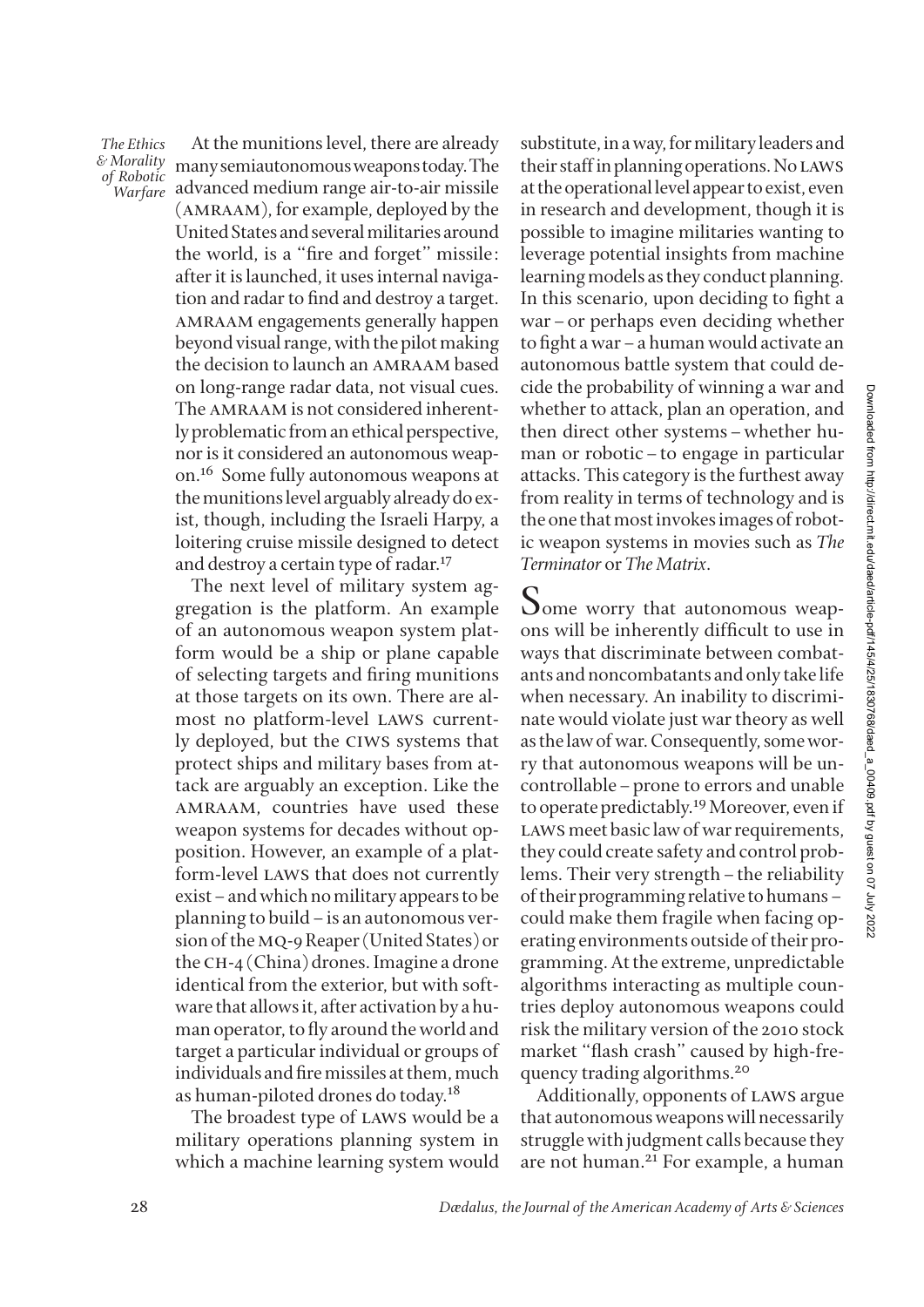At the munitions level, there are already many semiautonomous weapons today. The advanced medium range air-to-air missile (AMRAAM), for example, deployed by the United States and several militaries around the world, is a "fire and forget" missile: after it is launched, it uses internal navigation and radar to find and destroy a target. AMRAAM engagements generally happen beyond visual range, with the pilot making the decision to launch an AMRAAM based on long-range radar data, not visual cues. The AMRAAM is not considered inherently problematic from an ethical perspective, nor is it considered an autonomous weapon.[16] Some fully autonomous weapons at the munitions level arguably already do exist, though, including the Israeli Harpy, a loitering cruise missile designed to detect and destroy a certain type of radar.[17]

The next level of military system aggregation is the platform. An example of an autonomous weapon system platform would be a ship or plane capable of selecting targets and firing munitions at those targets on its own. There are almost no platform-level LAWS currently deployed, but the CIWS systems that protect ships and military bases from attack are arguably an exception. Like the AMRAAM, countries have used these weapon systems for decades without opposition. However, an example of a platform-level LAWS that does not currently exist – and which no military appears to be planning to build – is an autonomous version of the MQ-9 Reaper (United States) or the CH-4 (China) drones. Imagine a drone identical from the exterior, but with software that allows it, after activation by a human operator, to fly around the world and target a particular individual or groups of individuals and fire missiles at them, much as human-piloted drones do today.[18]

The broadest type of LAWS would be a military operations planning system in which a machine learning system would substitute, in a way, for military leaders and their staff in planning operations. No LAWS at the operational level appear to exist, even in research and development, though it is possible to imagine militaries wanting to leverage potential insights from machine learning models as they conduct planning. In this scenario, upon deciding to fight a war – or perhaps even deciding whether to fight a war – a human would activate an autonomous battle system that could decide the probability of winning a war and whether to attack, plan an operation, and then direct other systems – whether human or robotic – to engage in particular attacks. This category is the furthest away from reality in terms of technology and is the one that most invokes images of robotic weapon systems in movies such as *The Terminator* or *The Matrix*.

Some worry that autonomous weapons will be inherently difficult to use in ways that discriminate between combatants and noncombatants and only take life when necessary. An inability to discriminate would violate just war theory as well as the law of war. Consequently, some worry that autonomous weapons will be uncontrollable – prone to errors and unable to operate predictably.[19] Moreover, even if LAWS meet basic law of war requirements, they could create safety and control problems. Their very strength – the reliability of their programming relative to humans – could make them fragile when facing operating environments outside of their programming. At the extreme, unpredictable algorithms interacting as multiple countries deploy autonomous weapons could risk the military version of the 2010 stock market "flash crash" caused by high-frequency trading algorithms.[20]

Additionally, opponents of LAWS argue that autonomous weapons will necessarily struggle with judgment calls because they are not human.[21] For example, a human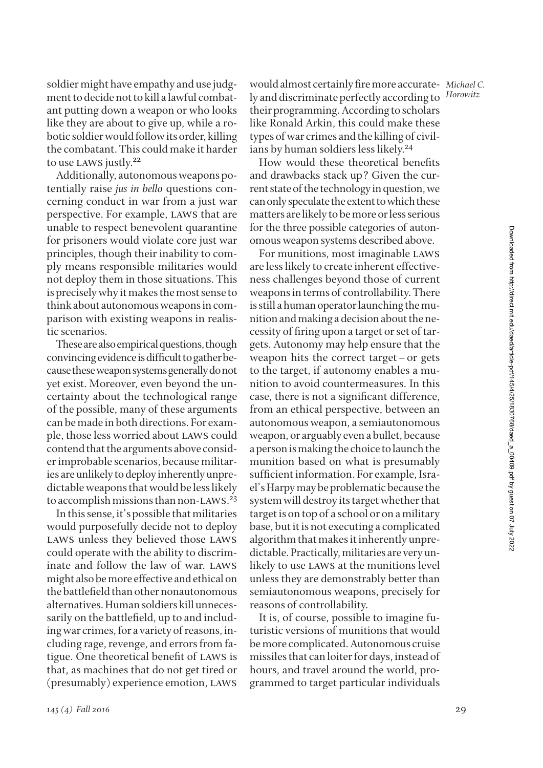soldier might have empathy and use judgment to decide not to kill a lawful combatant putting down a weapon or who looks like they are about to give up, while a robotic soldier would follow its order, killing the combatant. This could make it harder to use LAWS justly.[22]

Additionally, autonomous weapons potentially raise *jus in bello* questions concerning conduct in war from a just war perspective. For example, LAWS that are unable to respect benevolent quarantine for prisoners would violate core just war principles, though their inability to comply means responsible militaries would not deploy them in those situations. This is precisely why it makes the most sense to think about autonomous weapons in comparison with existing weapons in realistic scenarios.

These are also empirical questions, though convincing evidence is difficult to gather because these weapon systems generally do not yet exist. Moreover, even beyond the uncertainty about the technological range of the possible, many of these arguments can be made in both directions. For example, those less worried about LAWS could contend that the arguments above consider improbable scenarios, because militaries are unlikely to deploy inherently unpredictable weapons that would be less likely to accomplish missions than non-LAWS.[23]

In this sense, it's possible that militaries would purposefully decide not to deploy LAWS unless they believed those LAWS could operate with the ability to discriminate and follow the law of war. LAWS might also be more effective and ethical on the battlefield than other nonautonomous alternatives. Human soldiers kill unnecessarily on the battlefield, up to and including war crimes, for a variety of reasons, including rage, revenge, and errors from fatigue. One theoretical benefit of LAWS is that, as machines that do not get tired or (presumably) experience emotion, LAWS would almost certainly fire more accurately and discriminate perfectly according to their programming. According to scholars like Ronald Arkin, this could make these types of war crimes and the killing of civilians by human soldiers less likely.[24]

How would these theoretical benefits and drawbacks stack up? Given the current state of the technology in question, we can only speculate the extent to which these matters are likely to be more or less serious for the three possible categories of autonomous weapon systems described above.

For munitions, most imaginable LAWS are less likely to create inherent effectiveness challenges beyond those of current weapons in terms of controllability. There is still a human operator launching the munition and making a decision about the necessity of firing upon a target or set of targets. Autonomy may help ensure that the weapon hits the correct target – or gets to the target, if autonomy enables a munition to avoid countermeasures. In this case, there is not a significant difference, from an ethical perspective, between an autonomous weapon, a semiautonomous weapon, or arguably even a bullet, because a person is making the choice to launch the munition based on what is presumably sufficient information. For example, Israel's Harpy may be problematic because the system will destroy its target whether that target is on top of a school or on a military base, but it is not executing a complicated algorithm that makes it inherently unpredictable. Practically, militaries are very unlikely to use LAWS at the munitions level unless they are demonstrably better than semiautonomous weapons, precisely for reasons of controllability.

It is, of course, possible to imagine futuristic versions of munitions that would be more complicated. Autonomous cruise missiles that can loiter for days, instead of hours, and travel around the world, programmed to target particular individuals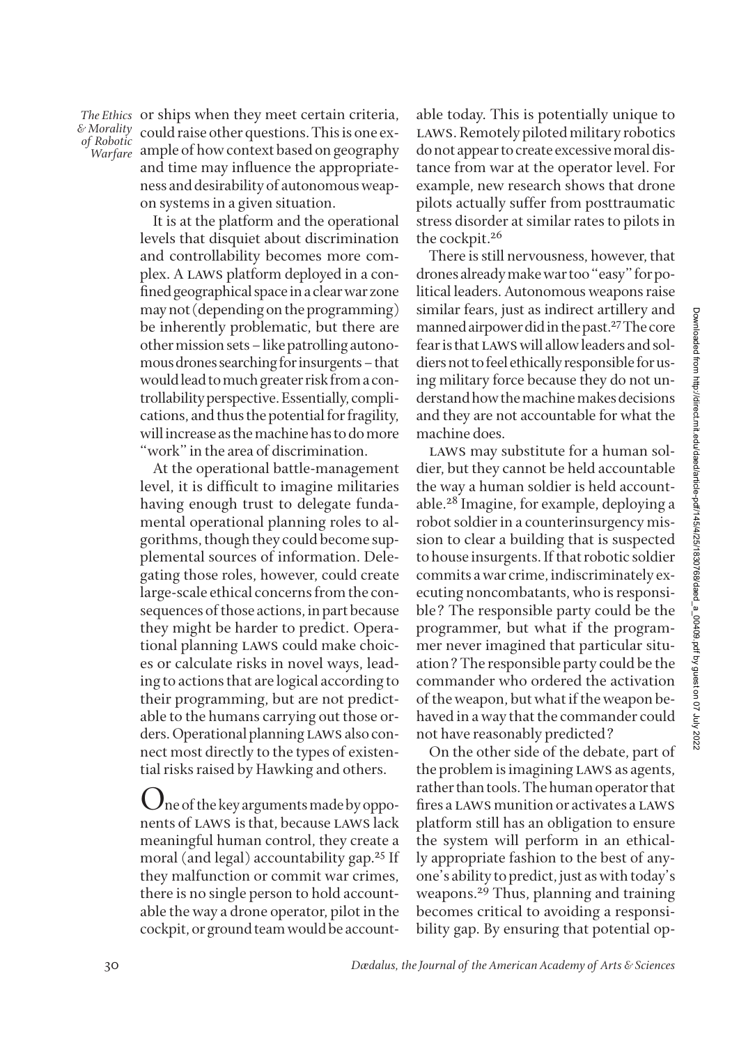or ships when they meet certain criteria, could raise other questions. This is one example of how context based on geography and time may influence the appropriateness and desirability of autonomous weapon systems in a given situation.

It is at the platform and the operational levels that disquiet about discrimination and controllability becomes more complex. A LAWS platform deployed in a confined geographical space in a clear war zone may not (depending on the programming) be inherently problematic, but there are other mission sets – like patrolling autonomous drones searching for insurgents – that would lead to much greater risk from a controllability perspective. Essentially, complications, and thus the potential for fragility, will increase as the machine has to do more "work" in the area of discrimination.

At the operational battle-management level, it is difficult to imagine militaries having enough trust to delegate fundamental operational planning roles to algorithms, though they could become supplemental sources of information. Delegating those roles, however, could create large-scale ethical concerns from the consequences of those actions, in part because they might be harder to predict. Operational planning LAWS could make choices or calculate risks in novel ways, leading to actions that are logical according to their programming, but are not predictable to the humans carrying out those orders. Operational planning LAWS also connect most directly to the types of existential risks raised by Hawking and others.

One of the key arguments made by opponents of LAWS is that, because LAWS lack meaningful human control, they create a moral (and legal) accountability gap.[25] If they malfunction or commit war crimes, there is no single person to hold accountable the way a drone operator, pilot in the cockpit, or ground team would be accountable today. This is potentially unique to LAWS. Remotely piloted military robotics do not appear to create excessive moral distance from war at the operator level. For example, new research shows that drone pilots actually suffer from posttraumatic stress disorder at similar rates to pilots in the cockpit.[26]

There is still nervousness, however, that drones already make war too "easy" for political leaders. Autonomous weapons raise similar fears, just as indirect artillery and manned airpower did in the past.[27] The core fear is that LAWS will allow leaders and soldiers not to feel ethically responsible for using military force because they do not understand how the machine makes decisions and they are not accountable for what the machine does.

LAWS may substitute for a human soldier, but they cannot be held accountable the way a human soldier is held accountable.[28] Imagine, for example, deploying a robot soldier in a counterinsurgency mission to clear a building that is suspected to house insurgents. If that robotic soldier commits a war crime, indiscriminately executing noncombatants, who is responsible? The responsible party could be the programmer, but what if the programmer never imagined that particular situation? The responsible party could be the commander who ordered the activation of the weapon, but what if the weapon behaved in a way that the commander could not have reasonably predicted?

On the other side of the debate, part of the problem is imagining LAWS as agents, rather than tools. The human operator that fires a LAWS munition or activates a LAWS platform still has an obligation to ensure the system will perform in an ethically appropriate fashion to the best of anyone's ability to predict, just as with today's weapons.[29] Thus, planning and training becomes critical to avoiding a responsibility gap. By ensuring that potential op-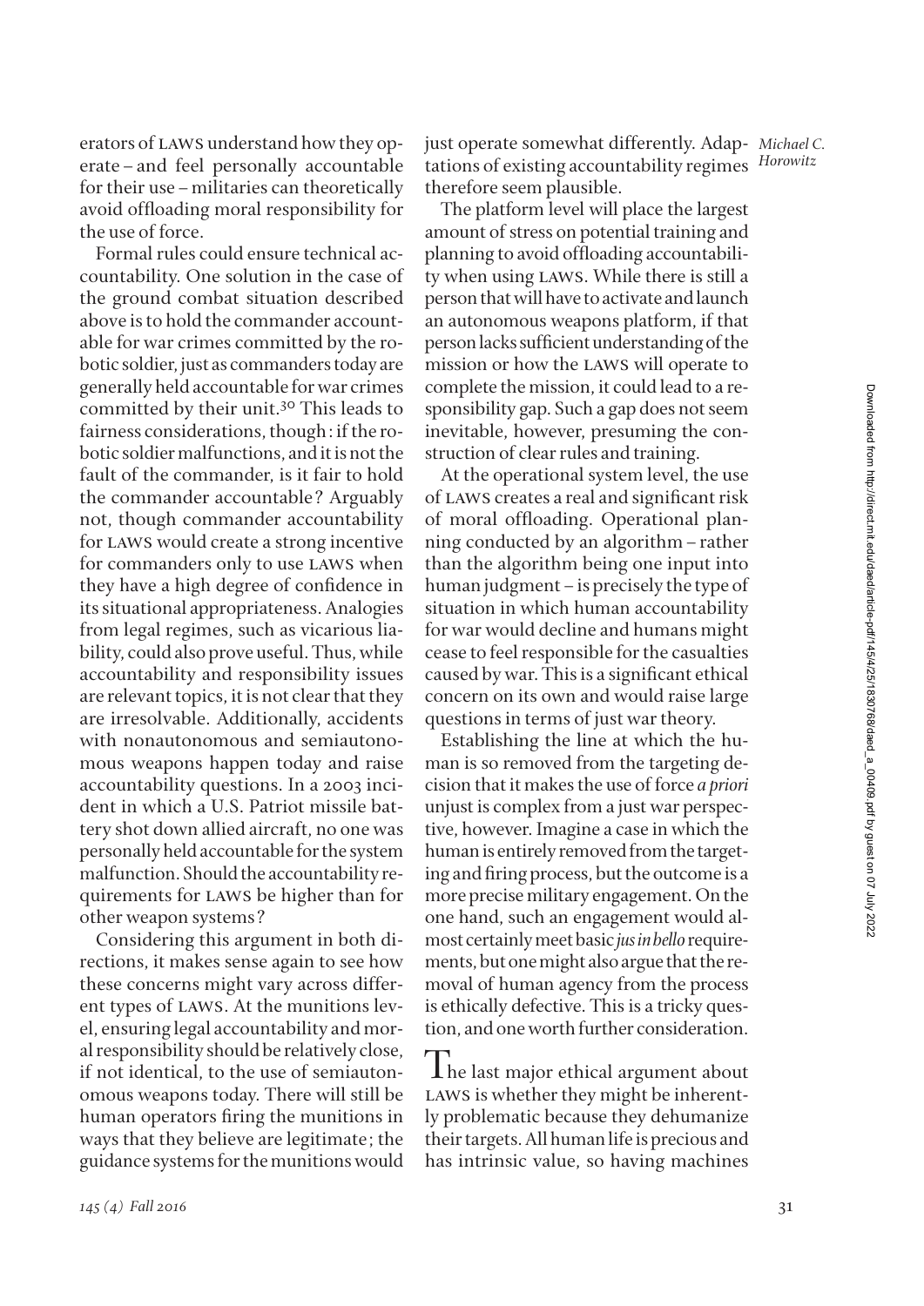erators of LAWS understand how they operate – and feel personally accountable for their use – militaries can theoretically avoid offloading moral responsibility for the use of force.

Formal rules could ensure technical accountability. One solution in the case of the ground combat situation described above is to hold the commander accountable for war crimes committed by the robotic soldier, just as commanders today are generally held accountable for war crimes committed by their unit.[30] This leads to fairness considerations, though: if the robotic soldier malfunctions, and it is not the fault of the commander, is it fair to hold the commander accountable? Arguably not, though commander accountability for LAWS would create a strong incentive for commanders only to use LAWS when they have a high degree of confidence in its situational appropriateness. Analogies from legal regimes, such as vicarious liability, could also prove useful. Thus, while accountability and responsibility issues are relevant topics, it is not clear that they are irresolvable. Additionally, accidents with nonautonomous and semiautonomous weapons happen today and raise accountability questions. In a 2003 incident in which a U.S. Patriot missile battery shot down allied aircraft, no one was personally held accountable for the system malfunction. Should the accountability requirements for LAWS be higher than for other weapon systems?

Considering this argument in both directions, it makes sense again to see how these concerns might vary across different types of LAWS. At the munitions level, ensuring legal accountability and moral responsibility should be relatively close, if not identical, to the use of semiautonomous weapons today. There will still be human operators firing the munitions in ways that they believe are legitimate; the guidance systems for the munitions would just operate somewhat differently. Adaptations of existing accountability regimes therefore seem plausible.

The platform level will place the largest amount of stress on potential training and planning to avoid offloading accountability when using LAWS. While there is still a person that will have to activate and launch an autonomous weapons platform, if that person lacks sufficient understanding of the mission or how the LAWS will operate to complete the mission, it could lead to a responsibility gap. Such a gap does not seem inevitable, however, presuming the construction of clear rules and training.

At the operational system level, the use of LAWS creates a real and significant risk of moral offloading. Operational planning conducted by an algorithm – rather than the algorithm being one input into human judgment – is precisely the type of situation in which human accountability for war would decline and humans might cease to feel responsible for the casualties caused by war. This is a significant ethical concern on its own and would raise large questions in terms of just war theory.

Establishing the line at which the human is so removed from the targeting decision that it makes the use of force *a priori* unjust is complex from a just war perspective, however. Imagine a case in which the human is entirely removed from the targeting and firing process, but the outcome is a more precise military engagement. On the one hand, such an engagement would almost certainly meet basic *jus in bello* requirements, but one might also argue that the removal of human agency from the process is ethically defective. This is a tricky question, and one worth further consideration.

The last major ethical argument about LAWS is whether they might be inherently problematic because they dehumanize their targets. All human life is precious and has intrinsic value, so having machines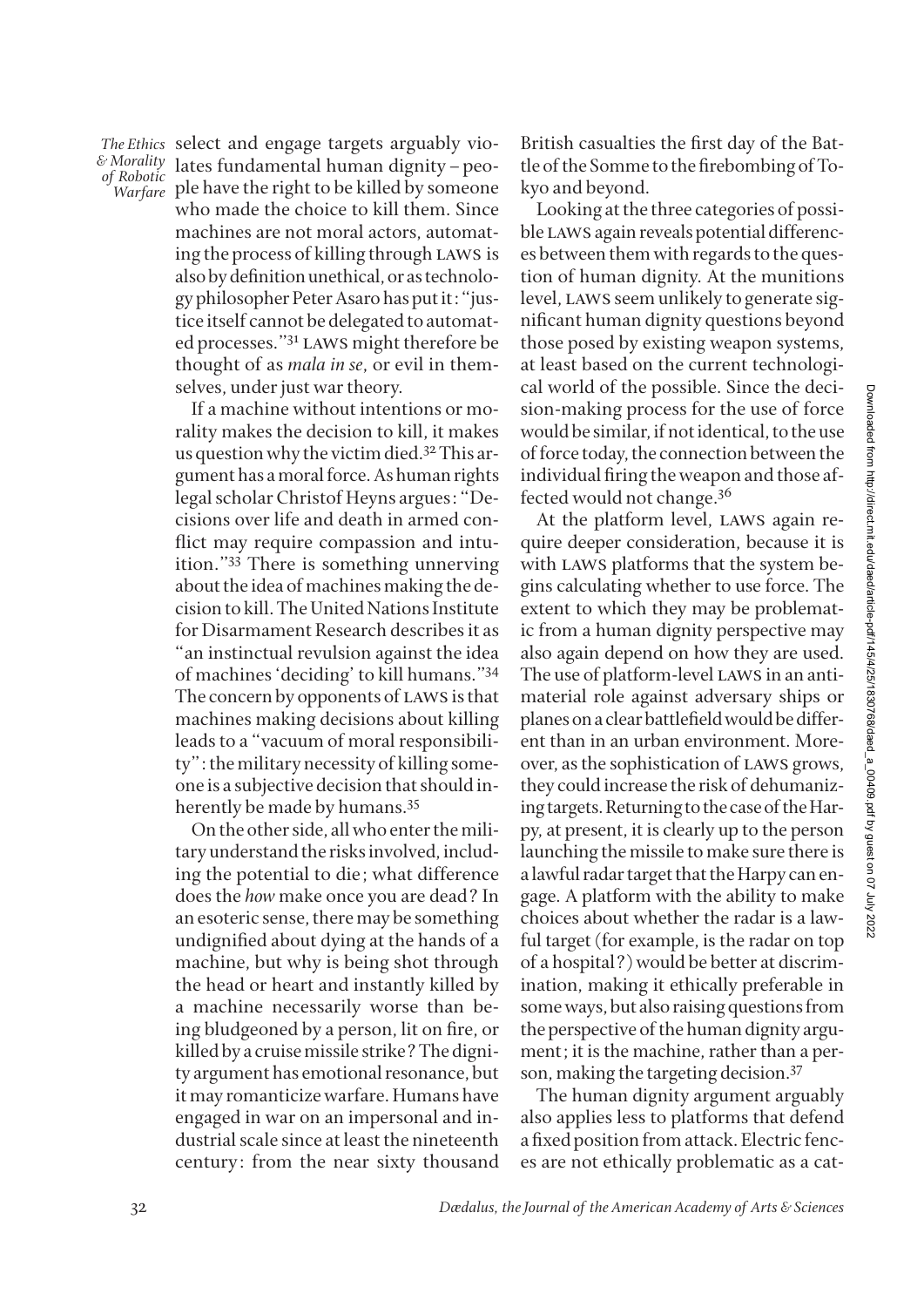select and engage targets arguably violates fundamental human dignity – people have the right to be killed by someone who made the choice to kill them. Since machines are not moral actors, automating the process of killing through LAWS is also by definition unethical, or as technology philosopher Peter Asaro has put it: "justice itself cannot be delegated to automated processes."[31] LAWS might therefore be thought of as *mala in se*, or evil in themselves, under just war theory.

If a machine without intentions or morality makes the decision to kill, it makes us question why the victim died.[32] This argument has a moral force. As human rights legal scholar Christof Heyns argues: "Decisions over life and death in armed conflict may require compassion and intuition."[33] There is something unnerving about the idea of machines making the decision to kill. The United Nations Institute for Disarmament Research describes it as "an instinctual revulsion against the idea of machines 'deciding' to kill humans."[34] The concern by opponents of LAWS is that machines making decisions about killing leads to a "vacuum of moral responsibility": the military necessity of killing someone is a subjective decision that should inherently be made by humans.[35]

On the other side, all who enter the military understand the risks involved, including the potential to die; what difference does the *how* make once you are dead? In an esoteric sense, there may be something undignified about dying at the hands of a machine, but why is being shot through the head or heart and instantly killed by a machine necessarily worse than being bludgeoned by a person, lit on fire, or killed by a cruise missile strike? The dignity argument has emotional resonance, but it may romanticize warfare. Humans have engaged in war on an impersonal and industrial scale since at least the nineteenth century: from the near sixty thousand British casualties the first day of the Battle of the Somme to the firebombing of Tokyo and beyond.

Looking at the three categories of possible LAWS again reveals potential differences between them with regards to the question of human dignity. At the munitions level, LAWS seem unlikely to generate significant human dignity questions beyond those posed by existing weapon systems, at least based on the current technological world of the possible. Since the decision-making process for the use of force would be similar, if not identical, to the use of force today, the connection between the individual firing the weapon and those affected would not change.[36]

At the platform level, LAWS again require deeper consideration, because it is with LAWS platforms that the system begins calculating whether to use force. The extent to which they may be problematic from a human dignity perspective may also again depend on how they are used. The use of platform-level LAWS in an antimaterial role against adversary ships or planes on a clear battlefield would be different than in an urban environment. Moreover, as the sophistication of LAWS grows, they could increase the risk of dehumanizing targets. Returning to the case of the Harpy, at present, it is clearly up to the person launching the missile to make sure there is a lawful radar target that the Harpy can engage. A platform with the ability to make choices about whether the radar is a lawful target (for example, is the radar on top of a hospital?) would be better at discrimination, making it ethically preferable in some ways, but also raising questions from the perspective of the human dignity argument; it is the machine, rather than a person, making the targeting decision.[37]

The human dignity argument arguably also applies less to platforms that defend a fixed position from attack. Electric fences are not ethically problematic as a cat-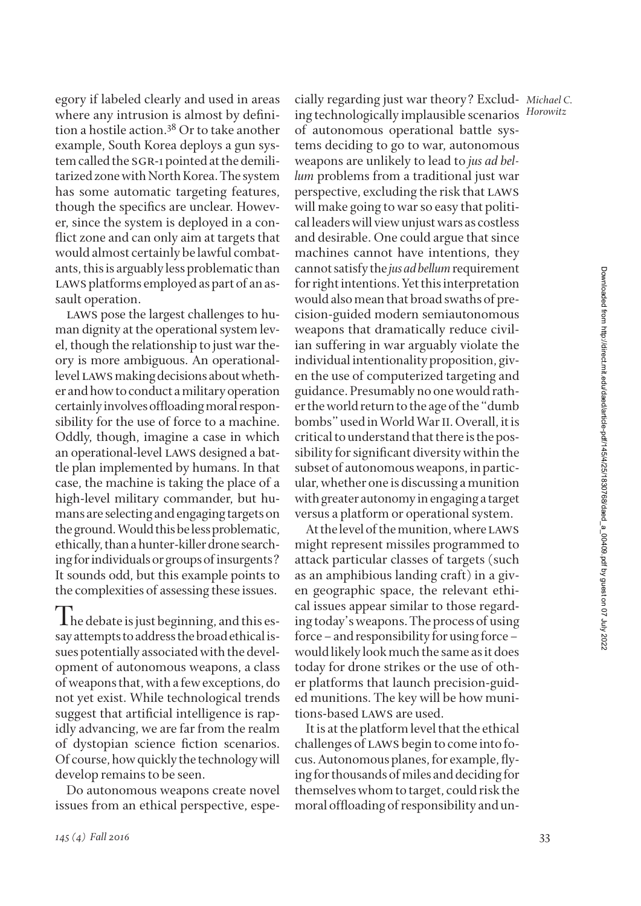egory if labeled clearly and used in areas where any intrusion is almost by definition a hostile action.[38] Or to take another example, South Korea deploys a gun system called the SGR-1 pointed at the demilitarized zone with North Korea. The system has some automatic targeting features, though the specifics are unclear. However, since the system is deployed in a conflict zone and can only aim at targets that would almost certainly be lawful combatants, this is arguably less problematic than LAWS platforms employed as part of an assault operation.

LAWS pose the largest challenges to human dignity at the operational system level, though the relationship to just war theory is more ambiguous. An operational-level LAWS making decisions about whether and how to conduct a military operation certainly involves offloading moral responsibility for the use of force to a machine. Oddly, though, imagine a case in which an operational-level LAWS designed a battle plan implemented by humans. In that case, the machine is taking the place of a high-level military commander, but humans are selecting and engaging targets on the ground. Would this be less problematic, ethically, than a hunter-killer drone searching for individuals or groups of insurgents? It sounds odd, but this example points to the complexities of assessing these issues.

The debate is just beginning, and this essay attempts to address the broad ethical issues potentially associated with the development of autonomous weapons, a class of weapons that, with a few exceptions, do not yet exist. While technological trends suggest that artificial intelligence is rapidly advancing, we are far from the realm of dystopian science fiction scenarios. Of course, how quickly the technology will develop remains to be seen.

Do autonomous weapons create novel issues from an ethical perspective, especially regarding just war theory? Excluding technologically implausible scenarios of autonomous operational battle systems deciding to go to war, autonomous weapons are unlikely to lead to *jus ad bellum* problems from a traditional just war perspective, excluding the risk that LAWS will make going to war so easy that political leaders will view unjust wars as costless and desirable. One could argue that since machines cannot have intentions, they cannot satisfy the *jus ad bellum* requirement for right intentions. Yet this interpretation would also mean that broad swaths of precision-guided modern semiautonomous weapons that dramatically reduce civilian suffering in war arguably violate the individual intentionality proposition, given the use of computerized targeting and guidance. Presumably no one would rather the world return to the age of the "dumb bombs" used in World War II. Overall, it is critical to understand that there is the possibility for significant diversity within the subset of autonomous weapons, in particular, whether one is discussing a munition with greater autonomy in engaging a target versus a platform or operational system.

At the level of the munition, where LAWS might represent missiles programmed to attack particular classes of targets (such as an amphibious landing craft) in a given geographic space, the relevant ethical issues appear similar to those regarding today's weapons. The process of using force – and responsibility for using force – would likely look much the same as it does today for drone strikes or the use of other platforms that launch precision-guided munitions. The key will be how munitions-based LAWS are used.

It is at the platform level that the ethical challenges of LAWS begin to come into focus. Autonomous planes, for example, flying for thousands of miles and deciding for themselves whom to target, could risk the moral offloading of responsibility and un-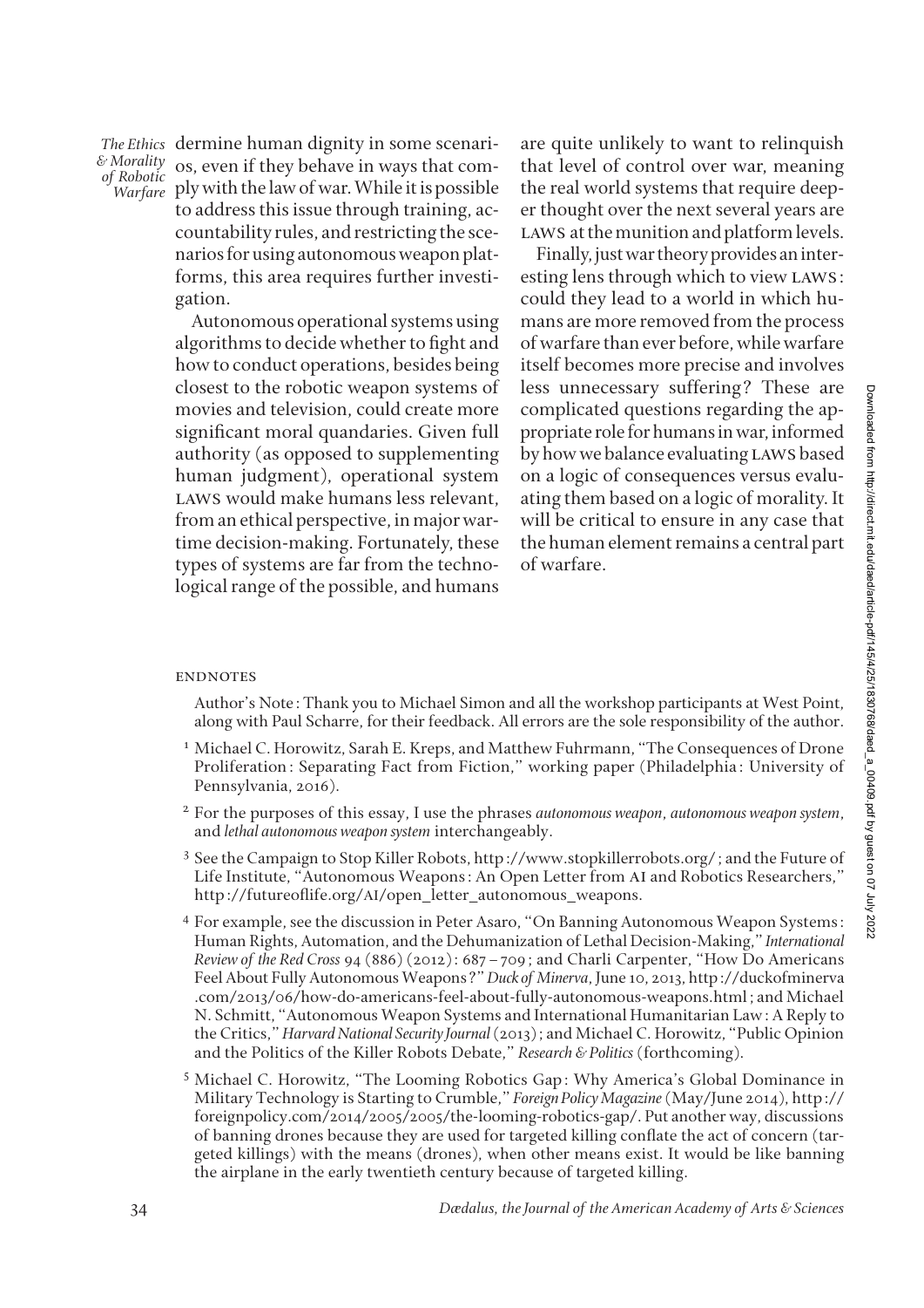dermine human dignity in some scenarios, even if they behave in ways that comply with the law of war. While it is possible to address this issue through training, accountability rules, and restricting the scenarios for using autonomous weapon platforms, this area requires further investigation.

Autonomous operational systems using algorithms to decide whether to fight and how to conduct operations, besides being closest to the robotic weapon systems of movies and television, could create more significant moral quandaries. Given full authority (as opposed to supplementing human judgment), operational system LAWS would make humans less relevant, from an ethical perspective, in major wartime decision-making. Fortunately, these types of systems are far from the technological range of the possible, and humans are quite unlikely to want to relinquish that level of control over war, meaning the real world systems that require deeper thought over the next several years are LAWS at the munition and platform levels.

Finally, just war theory provides an interesting lens through which to view LAWS: could they lead to a world in which humans are more removed from the process of warfare than ever before, while warfare itself becomes more precise and involves less unnecessary suffering? These are complicated questions regarding the appropriate role for humans in war, informed by how we balance evaluating LAWS based on a logic of consequences versus evaluating them based on a logic of morality. It will be critical to ensure in any case that the human element remains a central part of warfare.

## ENDNOTES

Author's Note: Thank you to Michael Simon and all the workshop participants at West Point, along with Paul Scharre, for their feedback. All errors are the sole responsibility of the author.

1 Michael C. Horowitz, Sarah E. Kreps, and Matthew Fuhrmann, "The Consequences of Drone Proliferation: Separating Fact from Fiction," working paper (Philadelphia: University of Pennsylvania, 2016).

2 For the purposes of this essay, I use the phrases *autonomous weapon*, *autonomous weapon system*, and *lethal autonomous weapon system* interchangeably.

3 See the Campaign to Stop Killer Robots, http://www.stopkillerrobots.org/; and the Future of Life Institute, "Autonomous Weapons: An Open Letter from AI and Robotics Researchers," http://futureoflife.org/AI/open_letter_autonomous_weapons.

4 For example, see the discussion in Peter Asaro, "On Banning Autonomous Weapon Systems: Human Rights, Automation, and the Dehumanization of Lethal Decision-Making," *International Review of the Red Cross* 94 (886) (2012): 687–709; and Charli Carpenter, "How Do Americans Feel About Fully Autonomous Weapons?" *Duck of Minerva*, June 10, 2013, http://duckofminerva.com/2013/06/how-do-americans-feel-about-fully-autonomous-weapons.html; and Michael N. Schmitt, "Autonomous Weapon Systems and International Humanitarian Law: A Reply to the Critics," *Harvard National Security Journal* (2013); and Michael C. Horowitz, "Public Opinion and the Politics of the Killer Robots Debate," *Research & Politics* (forthcoming).

5 Michael C. Horowitz, "The Looming Robotics Gap: Why America's Global Dominance in Military Technology is Starting to Crumble," *Foreign Policy Magazine* (May/June 2014), http://foreignpolicy.com/2014/2005/2005/the-looming-robotics-gap/. Put another way, discussions of banning drones because they are used for targeted killing conflate the act of concern (targeted killings) with the means (drones), when other means exist. It would be like banning the airplane in the early twentieth century because of targeted killing.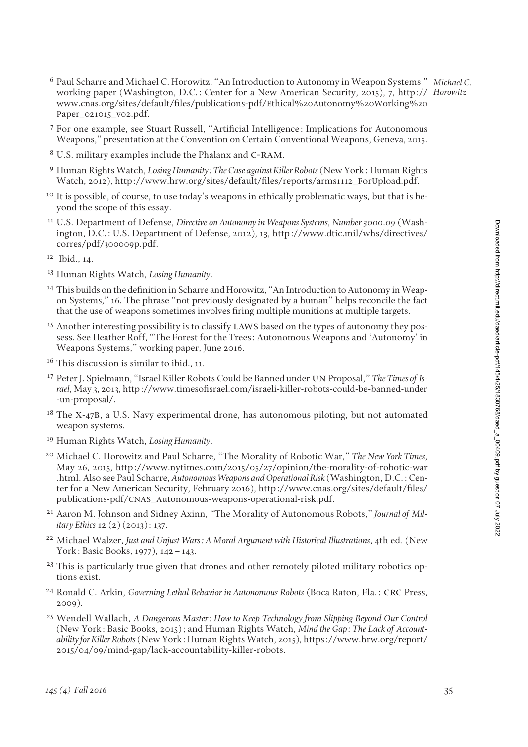[6] Paul Scharre and Michael C. Horowitz, "An Introduction to Autonomy in Weapon Systems," working paper (Washington, D.C.: Center for a New American Security, 2015), 7, http://www.cnas.org/sites/default/files/publications-pdf/Ethical%20Autonomy%20Working%20Paper_021015_v02.pdf.

[7] For one example, see Stuart Russell, "Artificial Intelligence: Implications for Autonomous Weapons," presentation at the Convention on Certain Conventional Weapons, Geneva, 2015.

[8] U.S. military examples include the Phalanx and C-RAM.

[9] Human Rights Watch, *Losing Humanity: The Case against Killer Robots* (New York: Human Rights Watch, 2012), http://www.hrw.org/sites/default/files/reports/arms1112_ForUpload.pdf.

[10] It is possible, of course, to use today's weapons in ethically problematic ways, but that is beyond the scope of this essay.

[11] U.S. Department of Defense, *Directive on Autonomy in Weapons Systems, Number 3000.09* (Washington, D.C.: U.S. Department of Defense, 2012), 13, http://www.dtic.mil/whs/directives/corres/pdf/300009p.pdf.

[12] Ibid., 14.

[13] Human Rights Watch, *Losing Humanity*.

[14] This builds on the definition in Scharre and Horowitz, "An Introduction to Autonomy in Weapon Systems," 16. The phrase "not previously designated by a human" helps reconcile the fact that the use of weapons sometimes involves firing multiple munitions at multiple targets.

[15] Another interesting possibility is to classify LAWS based on the types of autonomy they possess. See Heather Roff, "The Forest for the Trees: Autonomous Weapons and 'Autonomy' in Weapons Systems," working paper, June 2016.

[16] This discussion is similar to ibid., 11.

[17] Peter J. Spielmann, "Israel Killer Robots Could be Banned under UN Proposal," *The Times of Israel*, May 3, 2013, http://www.timesofisrael.com/israeli-killer-robots-could-be-banned-under-un-proposal/.

[18] The X-47B, a U.S. Navy experimental drone, has autonomous piloting, but not automated weapon systems.

[19] Human Rights Watch, *Losing Humanity*.

[20] Michael C. Horowitz and Paul Scharre, "The Morality of Robotic War," *The New York Times*, May 26, 2015, http://www.nytimes.com/2015/05/27/opinion/the-morality-of-robotic-war.html. Also see Paul Scharre, *Autonomous Weapons and Operational Risk* (Washington, D.C.: Center for a New American Security, February 2016), http://www.cnas.org/sites/default/files/publications-pdf/CNAS_Autonomous-weapons-operational-risk.pdf.

[21] Aaron M. Johnson and Sidney Axinn, "The Morality of Autonomous Robots," *Journal of Military Ethics* 12 (2) (2013): 137.

[22] Michael Walzer, *Just and Unjust Wars: A Moral Argument with Historical Illustrations*, 4th ed. (New York: Basic Books, 1977), 142–143.

[23] This is particularly true given that drones and other remotely piloted military robotics options exist.

[24] Ronald C. Arkin, *Governing Lethal Behavior in Autonomous Robots* (Boca Raton, Fla.: CRC Press, 2009).

[25] Wendell Wallach, *A Dangerous Master: How to Keep Technology from Slipping Beyond Our Control* (New York: Basic Books, 2015); and Human Rights Watch, *Mind the Gap: The Lack of Accountability for Killer Robots* (New York: Human Rights Watch, 2015), https://www.hrw.org/report/2015/04/09/mind-gap/lack-accountability-killer-robots.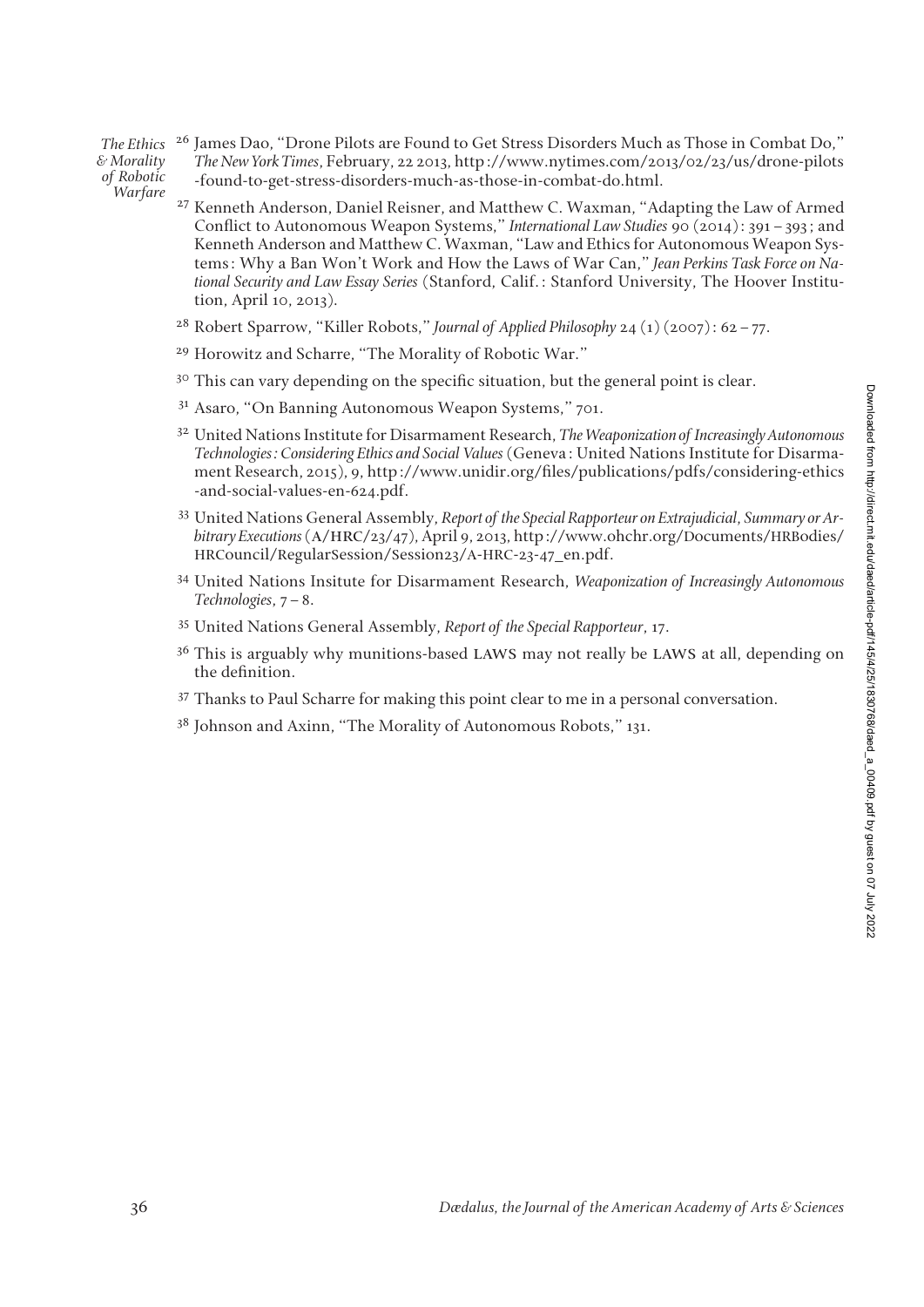[26] James Dao, "Drone Pilots are Found to Get Stress Disorders Much as Those in Combat Do," *The New York Times*, February, 22 2013, http://www.nytimes.com/2013/02/23/us/drone-pilots-found-to-get-stress-disorders-much-as-those-in-combat-do.html.

[27] Kenneth Anderson, Daniel Reisner, and Matthew C. Waxman, "Adapting the Law of Armed Conflict to Autonomous Weapon Systems," *International Law Studies* 90 (2014): 391–393; and Kenneth Anderson and Matthew C. Waxman, "Law and Ethics for Autonomous Weapon Systems: Why a Ban Won't Work and How the Laws of War Can," *Jean Perkins Task Force on National Security and Law Essay Series* (Stanford, Calif.: Stanford University, The Hoover Institution, April 10, 2013).

[28] Robert Sparrow, "Killer Robots," *Journal of Applied Philosophy* 24 (1) (2007): 62–77.

[29] Horowitz and Scharre, "The Morality of Robotic War."

[30] This can vary depending on the specific situation, but the general point is clear.

[31] Asaro, "On Banning Autonomous Weapon Systems," 701.

[32] United Nations Institute for Disarmament Research, *The Weaponization of Increasingly Autonomous Technologies: Considering Ethics and Social Values* (Geneva: United Nations Institute for Disarmament Research, 2015), 9, http://www.unidir.org/files/publications/pdfs/considering-ethics-and-social-values-en-624.pdf.

[33] United Nations General Assembly, *Report of the Special Rapporteur on Extrajudicial, Summary or Arbitrary Executions* (A/HRC/23/47), April 9, 2013, http://www.ohchr.org/Documents/HRBodies/HRCouncil/RegularSession/Session23/A-HRC-23-47_en.pdf.

[34] United Nations Insitute for Disarmament Research, *Weaponization of Increasingly Autonomous Technologies*, 7–8.

[35] United Nations General Assembly, *Report of the Special Rapporteur*, 17.

[36] This is arguably why munitions-based LAWS may not really be LAWS at all, depending on the definition.

[37] Thanks to Paul Scharre for making this point clear to me in a personal conversation.

[38] Johnson and Axinn, "The Morality of Autonomous Robots," 131.